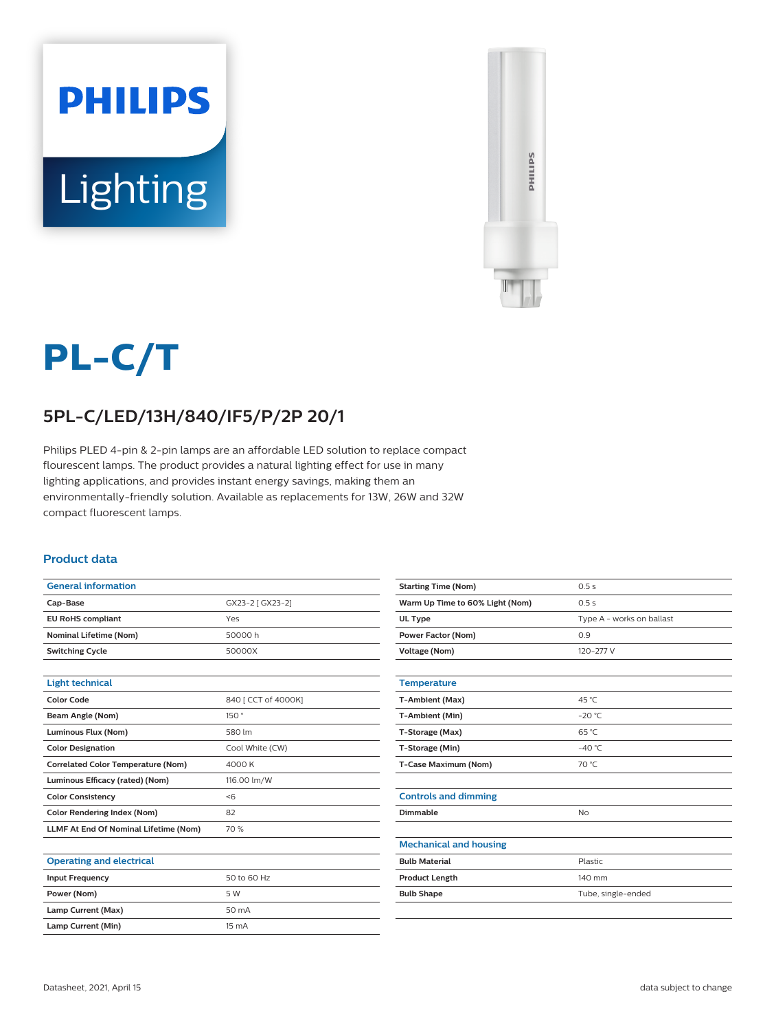# PL-C/T

## 5PL-C/LED/13H/840/IF5/P/2P 20/1

Philips PLED 4-pin & 2-pin lamps are an affordable LED solution to replace compact flourescent lamps. The product provides a natural lighting effect for use in many lighting applications, and provides instant energy savings, making them an environmentally-friendly solution. Available as replacements for 13W, 26W and 32W compact fluorescent lamps.

### Product data

| General information | |
|---|---|
| Cap-Base | GX23-2 [ GX23-2] |
| EU RoHS compliant | Yes |
| Nominal Lifetime (Nom) | 50000 h |
| Switching Cycle | 50000X |
| Starting Time (Nom) | 0.5 s |
| Warm Up Time to 60% Light (Nom) | 0.5 s |
| UL Type | Type A - works on ballast |
| Power Factor (Nom) | 0.9 |
| Voltage (Nom) | 120-277 V |

| Light technical | |
|---|---|
| Color Code | 840 [ CCT of 4000K] |
| Beam Angle (Nom) | 150 ° |
| Luminous Flux (Nom) | 580 lm |
| Color Designation | Cool White (CW) |
| Correlated Color Temperature (Nom) | 4000 K |
| Luminous Efficacy (rated) (Nom) | 116.00 lm/W |
| Color Consistency | <6 |
| Color Rendering Index (Nom) | 82 |
| LLMF At End Of Nominal Lifetime (Nom) | 70 % |

| Operating and electrical | |
|---|---|
| Input Frequency | 50 to 60 Hz |
| Power (Nom) | 5 W |
| Lamp Current (Max) | 50 mA |
| Lamp Current (Min) | 15 mA |

| Temperature | |
|---|---|
| T-Ambient (Max) | 45 °C |
| T-Ambient (Min) | -20 °C |
| T-Storage (Max) | 65 °C |
| T-Storage (Min) | -40 °C |
| T-Case Maximum (Nom) | 70 °C |

| Controls and dimming | |
|---|---|
| Dimmable | No |

| Mechanical and housing | |
|---|---|
| Bulb Material | Plastic |
| Product Length | 140 mm |
| Bulb Shape | Tube, single-ended |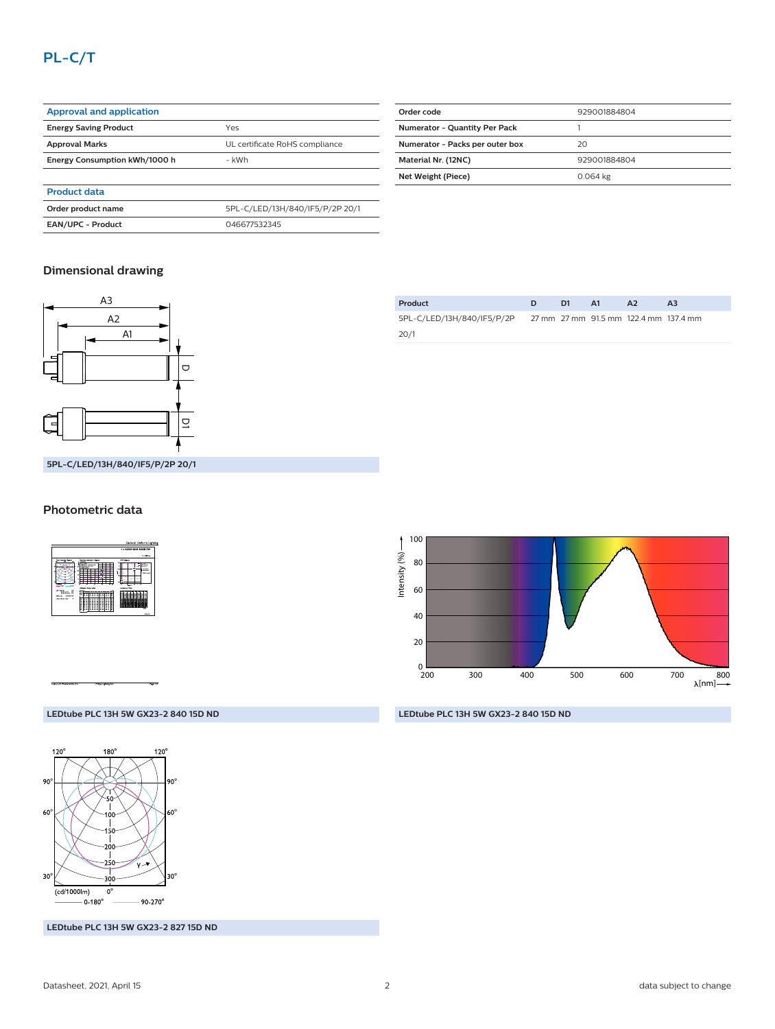## PL-C/T

| Approval and application | |
|---|---|
| Energy Saving Product | Yes |
| Approval Marks | UL certificate RoHS compliance |
| Energy Consumption kWh/1000 h | - kWh |

| Product data | |
|---|---|
| Order product name | 5PL-C/LED/13H/840/IF5/P/2P 20/1 |
| EAN/UPC - Product | 046677532345 |

| Order code | 929001884804 |
|---|---|
| Numerator - Quantity Per Pack | 1 |
| Numerator - Packs per outer box | 20 |
| Material Nr. (12NC) | 929001884804 |
| Net Weight (Piece) | 0.064 kg |

### Dimensional drawing

5PL-C/LED/13H/840/IF5/P/2P 20/1

| Product | D | D1 | A1 | A2 | A3 |
|---|---|---|---|---|---|
| 5PL-C/LED/13H/840/IF5/P/2P 20/1 | 27 mm | 27 mm | 91.5 mm | 122.4 mm | 137.4 mm |

### Photometric data

LEDtube PLC 13H 5W GX23-2 840 15D ND

LEDtube PLC 13H 5W GX23-2 840 15D ND

LEDtube PLC 13H 5W GX23-2 827 15D ND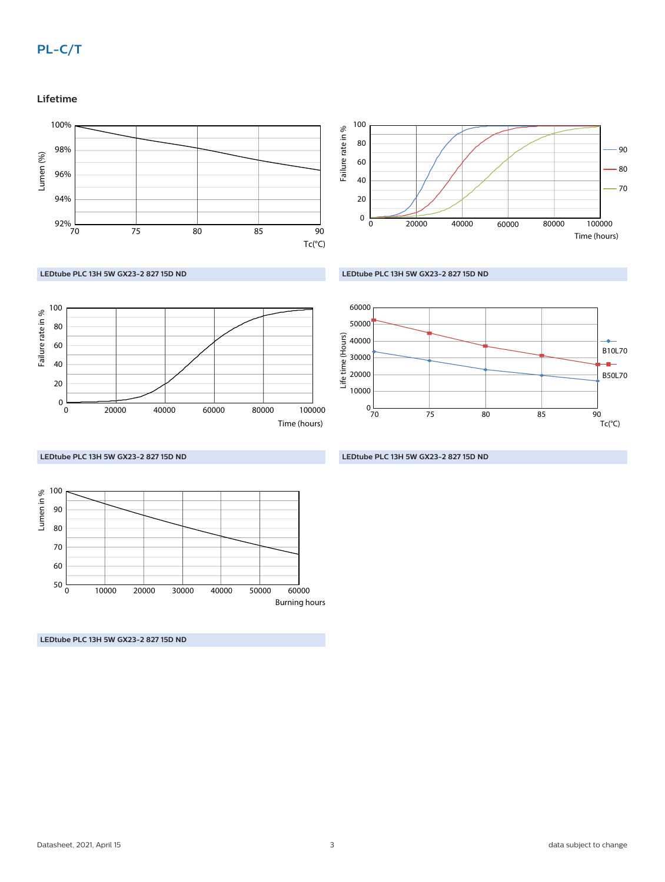## Lifetime

LEDtube PLC 13H 5W GX23-2 827 15D ND

LEDtube PLC 13H 5W GX23-2 827 15D ND

LEDtube PLC 13H 5W GX23-2 827 15D ND

LEDtube PLC 13H 5W GX23-2 827 15D ND

LEDtube PLC 13H 5W GX23-2 827 15D ND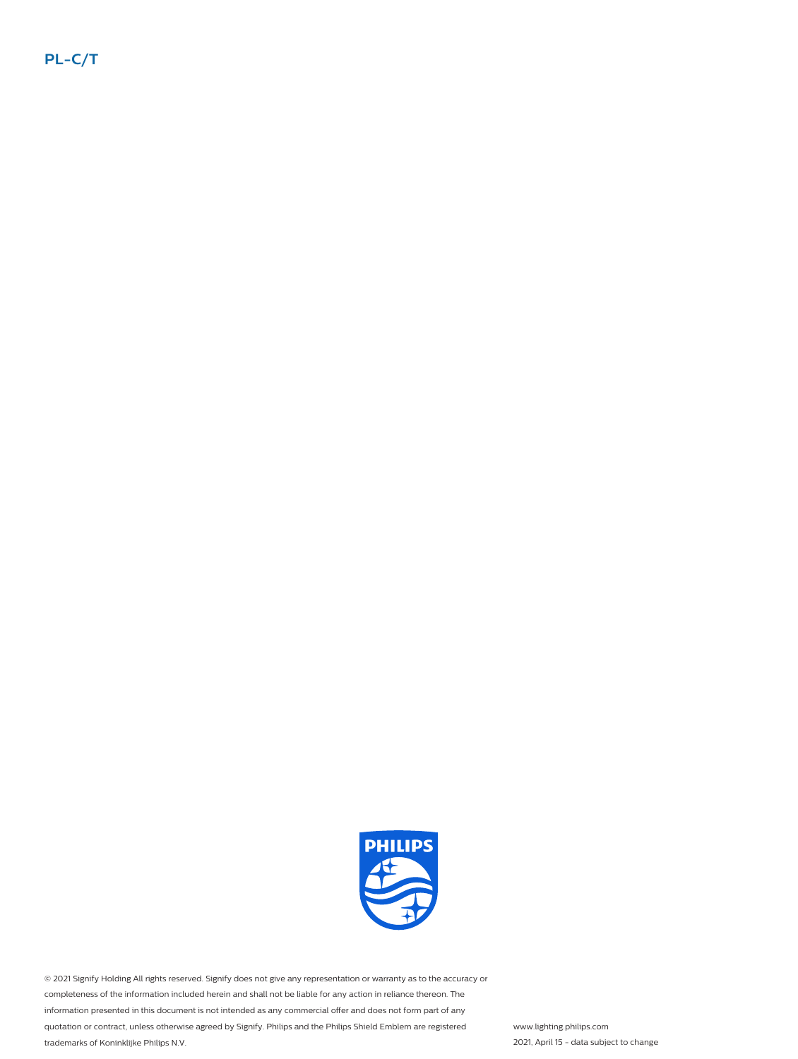© 2021 Signify Holding All rights reserved. Signify does not give any representation or warranty as to the accuracy or completeness of the information included herein and shall not be liable for any action in reliance thereon. The information presented in this document is not intended as any commercial offer and does not form part of any quotation or contract, unless otherwise agreed by Signify. Philips and the Philips Shield Emblem are registered trademarks of Koninklijke Philips N.V.

www.lighting.philips.com

2021, April 15 - data subject to change